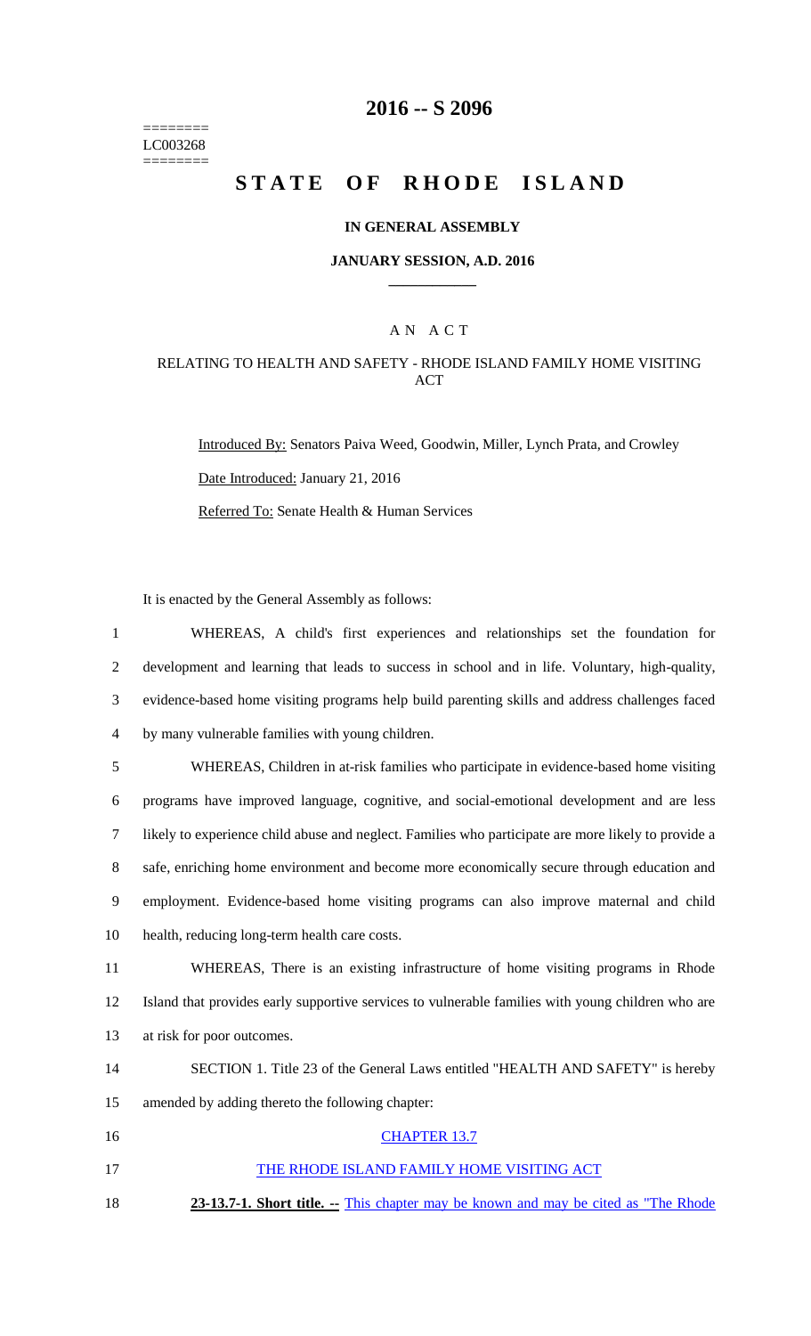# 2016 -- S 2096

========
LC003268
========

# STATE OF RHODE ISLAND

## IN GENERAL ASSEMBLY

### JANUARY SESSION, A.D. 2016

---

A N A C T

RELATING TO HEALTH AND SAFETY - RHODE ISLAND FAMILY HOME VISITING ACT

Introduced By: Senators Paiva Weed, Goodwin, Miller, Lynch Prata, and Crowley

Date Introduced: January 21, 2016

Referred To: Senate Health & Human Services

It is enacted by the General Assembly as follows:

1 WHEREAS, A child's first experiences and relationships set the foundation for
2 development and learning that leads to success in school and in life. Voluntary, high-quality,
3 evidence-based home visiting programs help build parenting skills and address challenges faced
4 by many vulnerable families with young children.

5 WHEREAS, Children in at-risk families who participate in evidence-based home visiting
6 programs have improved language, cognitive, and social-emotional development and are less
7 likely to experience child abuse and neglect. Families who participate are more likely to provide a
8 safe, enriching home environment and become more economically secure through education and
9 employment. Evidence-based home visiting programs can also improve maternal and child
10 health, reducing long-term health care costs.

11 WHEREAS, There is an existing infrastructure of home visiting programs in Rhode
12 Island that provides early supportive services to vulnerable families with young children who are
13 at risk for poor outcomes.

14 SECTION 1. Title 23 of the General Laws entitled "HEALTH AND SAFETY" is hereby
15 amended by adding thereto the following chapter:

16 CHAPTER 13.7

17 THE RHODE ISLAND FAMILY HOME VISITING ACT

18 **23-13.7-1. Short title. --** This chapter may be known and may be cited as "The Rhode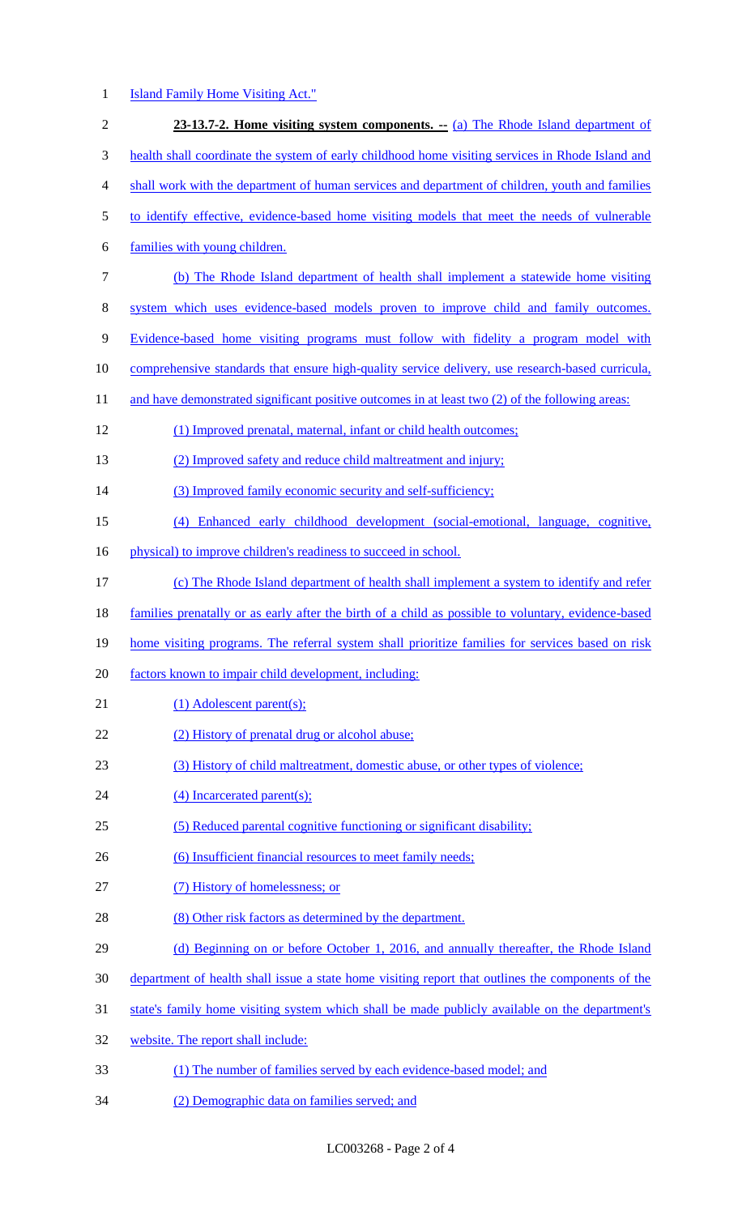Island Family Home Visiting Act."

**23-13.7-2. Home visiting system components. --** (a) The Rhode Island department of health shall coordinate the system of early childhood home visiting services in Rhode Island and shall work with the department of human services and department of children, youth and families to identify effective, evidence-based home visiting models that meet the needs of vulnerable families with young children.

(b) The Rhode Island department of health shall implement a statewide home visiting system which uses evidence-based models proven to improve child and family outcomes. Evidence-based home visiting programs must follow with fidelity a program model with comprehensive standards that ensure high-quality service delivery, use research-based curricula, and have demonstrated significant positive outcomes in at least two (2) of the following areas:

(1) Improved prenatal, maternal, infant or child health outcomes;

(2) Improved safety and reduce child maltreatment and injury;

(3) Improved family economic security and self-sufficiency;

(4) Enhanced early childhood development (social-emotional, language, cognitive, physical) to improve children's readiness to succeed in school.

(c) The Rhode Island department of health shall implement a system to identify and refer families prenatally or as early after the birth of a child as possible to voluntary, evidence-based home visiting programs. The referral system shall prioritize families for services based on risk factors known to impair child development, including:

(1) Adolescent parent(s);

(2) History of prenatal drug or alcohol abuse;

(3) History of child maltreatment, domestic abuse, or other types of violence;

(4) Incarcerated parent(s);

(5) Reduced parental cognitive functioning or significant disability;

(6) Insufficient financial resources to meet family needs;

(7) History of homelessness; or

(8) Other risk factors as determined by the department.

(d) Beginning on or before October 1, 2016, and annually thereafter, the Rhode Island department of health shall issue a state home visiting report that outlines the components of the state's family home visiting system which shall be made publicly available on the department's website. The report shall include:

(1) The number of families served by each evidence-based model; and

(2) Demographic data on families served; and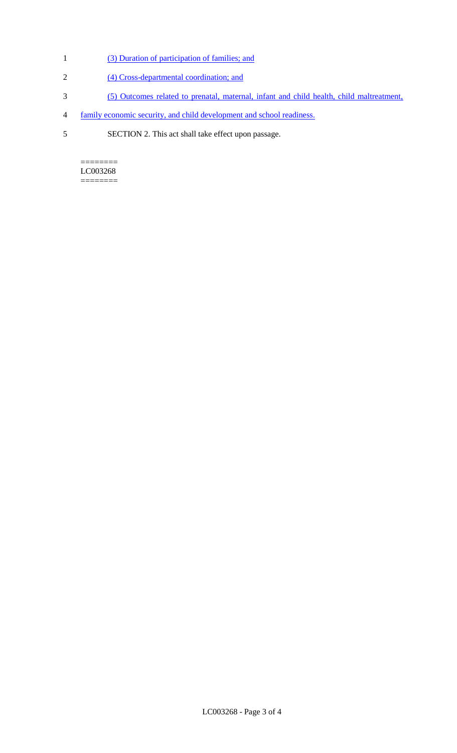(3) Duration of participation of families; and

(4) Cross-departmental coordination; and

(5) Outcomes related to prenatal, maternal, infant and child health, child maltreatment, family economic security, and child development and school readiness.

SECTION 2. This act shall take effect upon passage.

========
LC003268
========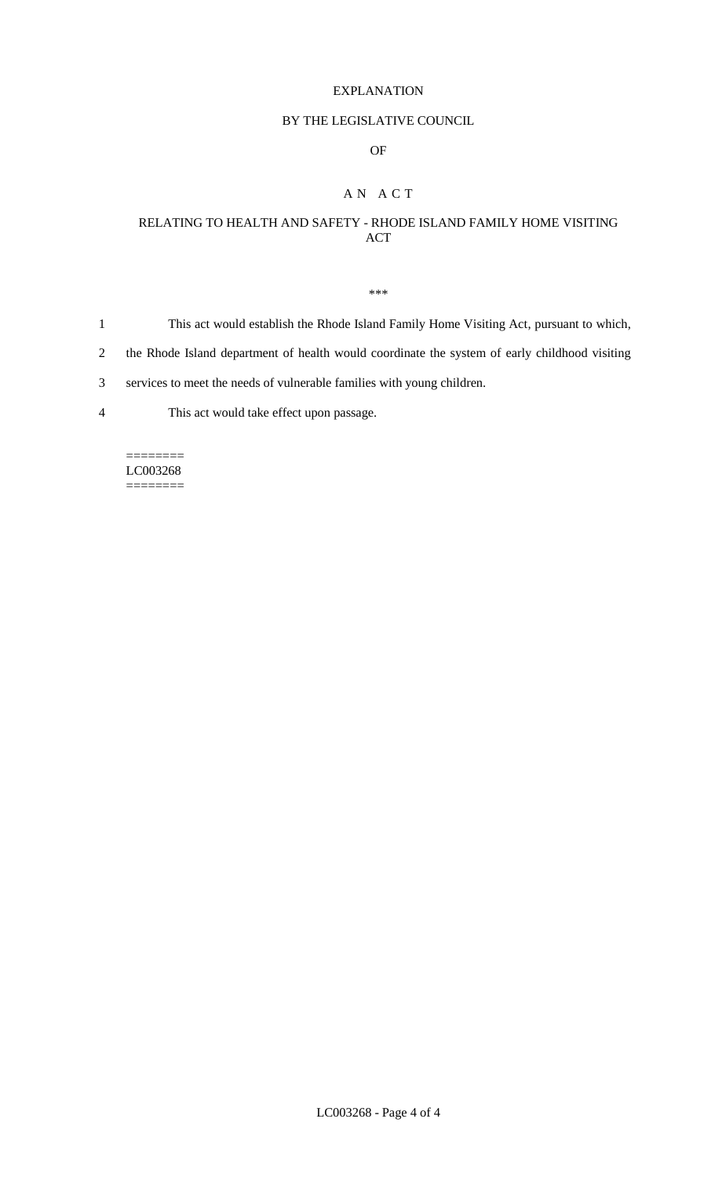EXPLANATION

BY THE LEGISLATIVE COUNCIL

OF

A N A C T

RELATING TO HEALTH AND SAFETY - RHODE ISLAND FAMILY HOME VISITING ACT

\*\*\*

This act would establish the Rhode Island Family Home Visiting Act, pursuant to which, the Rhode Island department of health would coordinate the system of early childhood visiting services to meet the needs of vulnerable families with young children.

This act would take effect upon passage.

========
LC003268
========